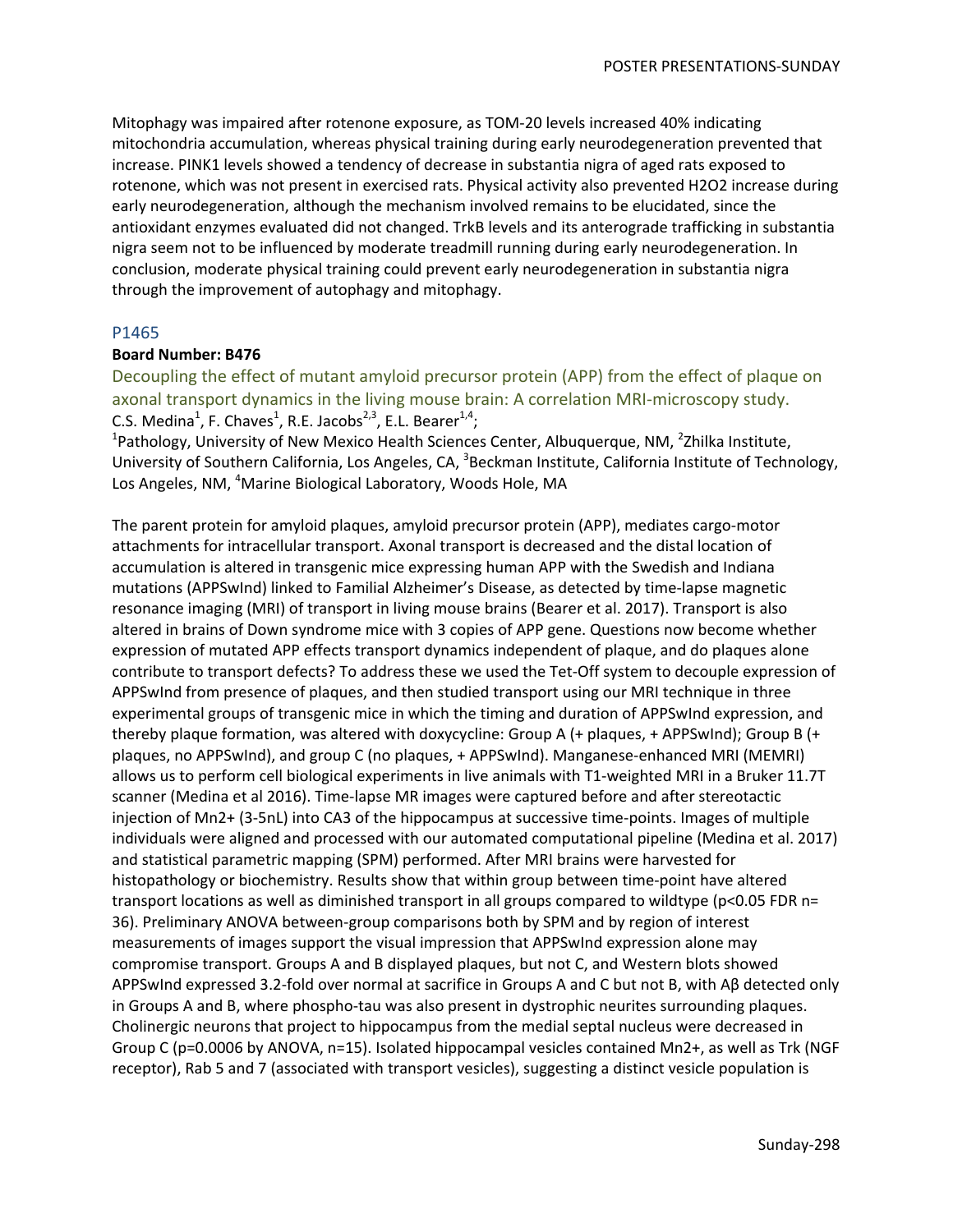Mitophagy was impaired after rotenone exposure, as TOM-20 levels increased 40% indicating mitochondria accumulation, whereas physical training during early neurodegeneration prevented that increase. PINK1 levels showed a tendency of decrease in substantia nigra of aged rats exposed to rotenone, which was not present in exercised rats. Physical activity also prevented H2O2 increase during early neurodegeneration, although the mechanism involved remains to be elucidated, since the antioxidant enzymes evaluated did not changed. TrkB levels and its anterograde trafficking in substantia nigra seem not to be influenced by moderate treadmill running during early neurodegeneration. In conclusion, moderate physical training could prevent early neurodegeneration in substantia nigra through the improvement of autophagy and mitophagy.

## P1465

**Board Number: B476**

### Decoupling the effect of mutant amyloid precursor protein (APP) from the effect of plaque on axonal transport dynamics in the living mouse brain: A correlation MRI-microscopy study.

C.S. Medina[1], F. Chaves[1], R.E. Jacobs[2,3], E.L. Bearer[1,4];
[1]Pathology, University of New Mexico Health Sciences Center, Albuquerque, NM, [2]Zhilka Institute, University of Southern California, Los Angeles, CA, [3]Beckman Institute, California Institute of Technology, Los Angeles, NM, [4]Marine Biological Laboratory, Woods Hole, MA

The parent protein for amyloid plaques, amyloid precursor protein (APP), mediates cargo-motor attachments for intracellular transport. Axonal transport is decreased and the distal location of accumulation is altered in transgenic mice expressing human APP with the Swedish and Indiana mutations (APPSwInd) linked to Familial Alzheimer's Disease, as detected by time-lapse magnetic resonance imaging (MRI) of transport in living mouse brains (Bearer et al. 2017). Transport is also altered in brains of Down syndrome mice with 3 copies of APP gene. Questions now become whether expression of mutated APP effects transport dynamics independent of plaque, and do plaques alone contribute to transport defects? To address these we used the Tet-Off system to decouple expression of APPSwInd from presence of plaques, and then studied transport using our MRI technique in three experimental groups of transgenic mice in which the timing and duration of APPSwInd expression, and thereby plaque formation, was altered with doxycycline: Group A (+ plaques, + APPSwInd); Group B (+ plaques, no APPSwInd), and group C (no plaques, + APPSwInd). Manganese-enhanced MRI (MEMRI) allows us to perform cell biological experiments in live animals with T1-weighted MRI in a Bruker 11.7T scanner (Medina et al 2016). Time-lapse MR images were captured before and after stereotactic injection of $Mn^{2+}$ (3-5nL) into CA3 of the hippocampus at successive time-points. Images of multiple individuals were aligned and processed with our automated computational pipeline (Medina et al. 2017) and statistical parametric mapping (SPM) performed. After MRI brains were harvested for histopathology or biochemistry. Results show that within group between time-point have altered transport locations as well as diminished transport in all groups compared to wildtype ($p<0.05$ FDR n= 36). Preliminary ANOVA between-group comparisons both by SPM and by region of interest measurements of images support the visual impression that APPSwInd expression alone may compromise transport. Groups A and B displayed plaques, but not C, and Western blots showed APPSwInd expressed 3.2-fold over normal at sacrifice in Groups A and C but not B, with Aβ detected only in Groups A and B, where phospho-tau was also present in dystrophic neurites surrounding plaques. Cholinergic neurons that project to hippocampus from the medial septal nucleus were decreased in Group C ($p=0.0006$ by ANOVA, n=15). Isolated hippocampal vesicles contained $Mn^{2+}$, as well as Trk (NGF receptor), Rab 5 and 7 (associated with transport vesicles), suggesting a distinct vesicle population is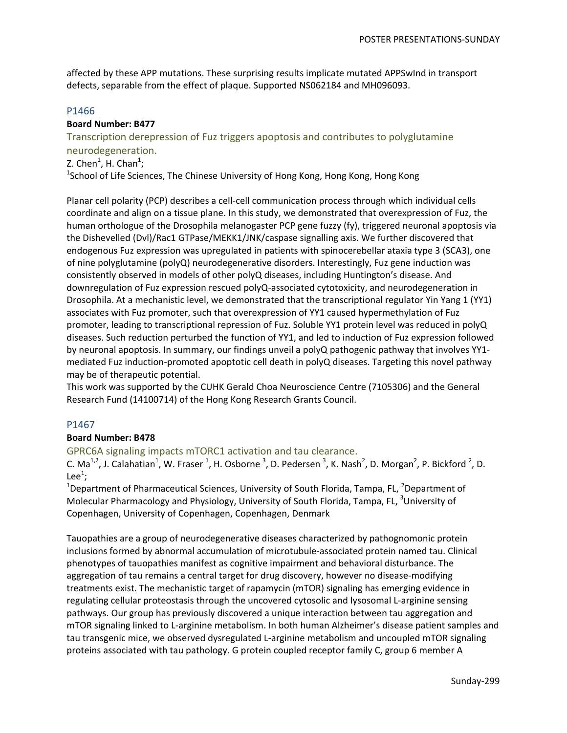affected by these APP mutations. These surprising results implicate mutated APPSwInd in transport defects, separable from the effect of plaque. Supported NS062184 and MH096093.

## P1466

**Board Number: B477**

### Transcription derepression of Fuz triggers apoptosis and contributes to polyglutamine neurodegeneration.

Z. Chen[1], H. Chan[1];

[1]School of Life Sciences, The Chinese University of Hong Kong, Hong Kong, Hong Kong

Planar cell polarity (PCP) describes a cell-cell communication process through which individual cells coordinate and align on a tissue plane. In this study, we demonstrated that overexpression of Fuz, the human orthologue of the Drosophila melanogaster PCP gene fuzzy (fy), triggered neuronal apoptosis via the Dishevelled (Dvl)/Rac1 GTPase/MEKK1/JNK/caspase signalling axis. We further discovered that endogenous Fuz expression was upregulated in patients with spinocerebellar ataxia type 3 (SCA3), one of nine polyglutamine (polyQ) neurodegenerative disorders. Interestingly, Fuz gene induction was consistently observed in models of other polyQ diseases, including Huntington's disease. And downregulation of Fuz expression rescued polyQ-associated cytotoxicity, and neurodegeneration in Drosophila. At a mechanistic level, we demonstrated that the transcriptional regulator Yin Yang 1 (YY1) associates with Fuz promoter, such that overexpression of YY1 caused hypermethylation of Fuz promoter, leading to transcriptional repression of Fuz. Soluble YY1 protein level was reduced in polyQ diseases. Such reduction perturbed the function of YY1, and led to induction of Fuz expression followed by neuronal apoptosis. In summary, our findings unveil a polyQ pathogenic pathway that involves YY1-mediated Fuz induction-promoted apoptotic cell death in polyQ diseases. Targeting this novel pathway may be of therapeutic potential.

This work was supported by the CUHK Gerald Choa Neuroscience Centre (7105306) and the General Research Fund (14100714) of the Hong Kong Research Grants Council.

## P1467

**Board Number: B478**

### GPRC6A signaling impacts mTORC1 activation and tau clearance.

C. Ma[1,2], J. Calahatian[1], W. Fraser [1], H. Osborne [3], D. Pedersen [3], K. Nash[2], D. Morgan[2], P. Bickford [2], D. Lee[1];

[1]Department of Pharmaceutical Sciences, University of South Florida, Tampa, FL, [2]Department of Molecular Pharmacology and Physiology, University of South Florida, Tampa, FL, [3]University of Copenhagen, University of Copenhagen, Copenhagen, Denmark

Tauopathies are a group of neurodegenerative diseases characterized by pathognomonic protein inclusions formed by abnormal accumulation of microtubule-associated protein named tau. Clinical phenotypes of tauopathies manifest as cognitive impairment and behavioral disturbance. The aggregation of tau remains a central target for drug discovery, however no disease-modifying treatments exist. The mechanistic target of rapamycin (mTOR) signaling has emerging evidence in regulating cellular proteostasis through the uncovered cytosolic and lysosomal L-arginine sensing pathways. Our group has previously discovered a unique interaction between tau aggregation and mTOR signaling linked to L-arginine metabolism. In both human Alzheimer's disease patient samples and tau transgenic mice, we observed dysregulated L-arginine metabolism and uncoupled mTOR signaling proteins associated with tau pathology. G protein coupled receptor family C, group 6 member A